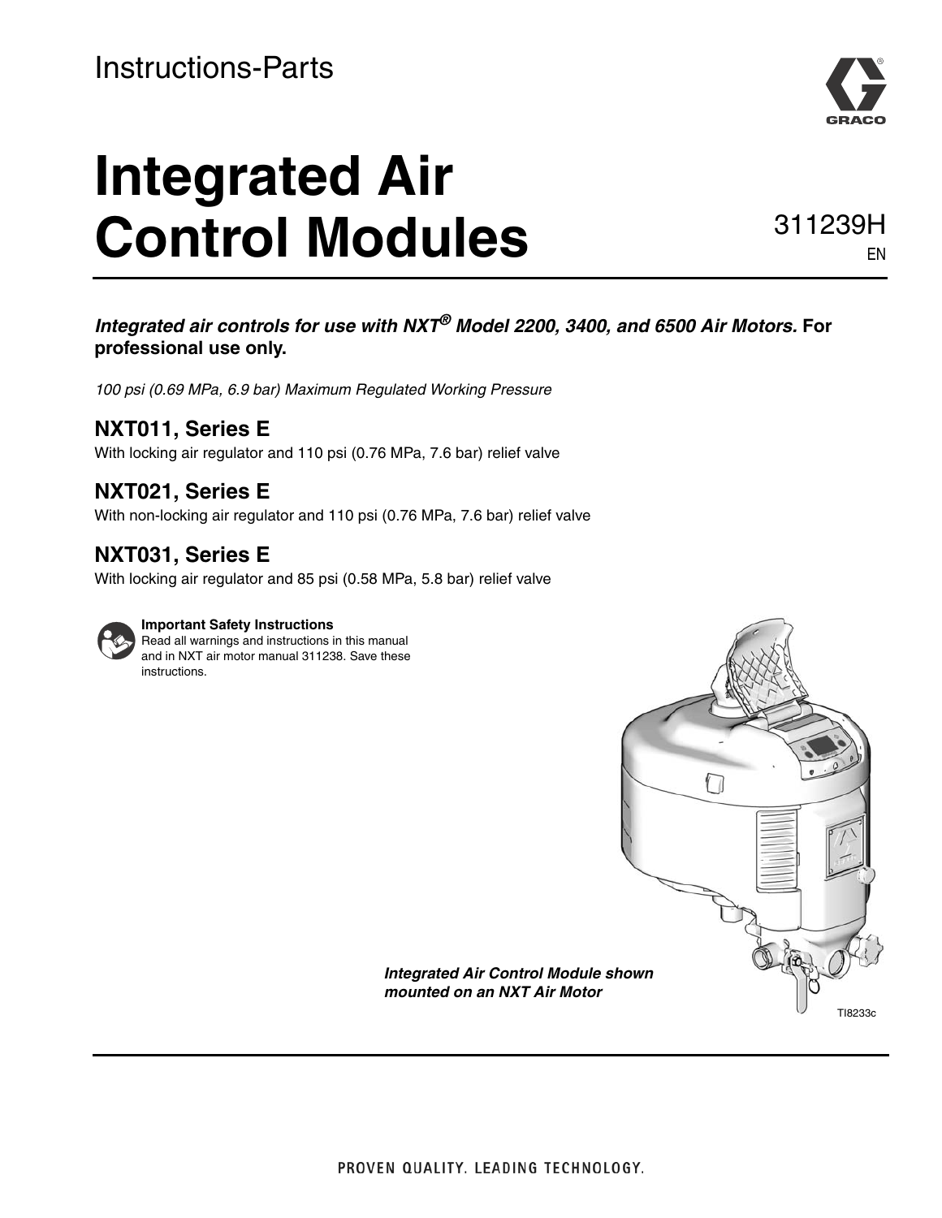Instructions-Parts

# Integrated Air Control Modules

311239H
EN

***Integrated air controls for use with NXT® Model 2200, 3400, and 6500 Air Motors.*** **For professional use only.**

*100 psi (0.69 MPa, 6.9 bar) Maximum Regulated Working Pressure*

## NXT011, Series E

With locking air regulator and 110 psi (0.76 MPa, 7.6 bar) relief valve

## NXT021, Series E

With non-locking air regulator and 110 psi (0.76 MPa, 7.6 bar) relief valve

## NXT031, Series E

With locking air regulator and 85 psi (0.58 MPa, 5.8 bar) relief valve

**Important Safety Instructions**
Read all warnings and instructions in this manual and in NXT air motor manual 311238. Save these instructions.

***Integrated Air Control Module shown mounted on an NXT Air Motor***

TI8233c

PROVEN QUALITY. LEADING TECHNOLOGY.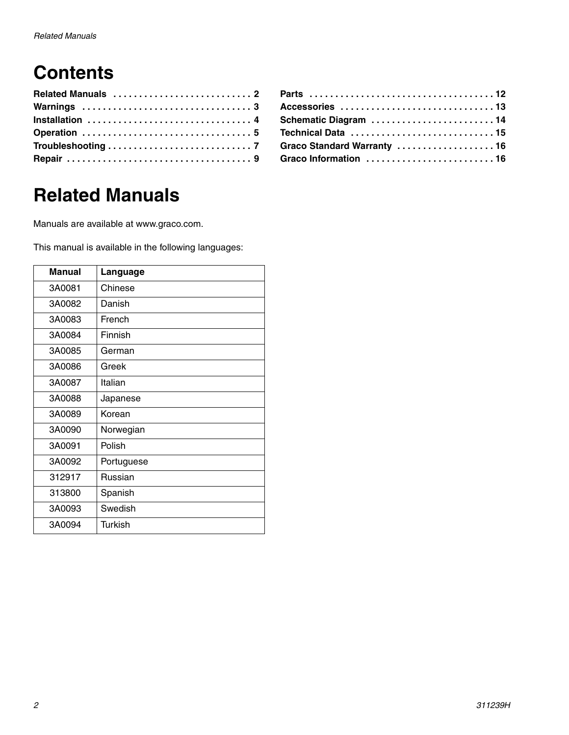# Contents

Related Manuals . . . . . . . . . . . . . . . . . . . . . . . . . . . 2
Warnings . . . . . . . . . . . . . . . . . . . . . . . . . . . . . . . . . 3
Installation . . . . . . . . . . . . . . . . . . . . . . . . . . . . . . . . 4
Operation . . . . . . . . . . . . . . . . . . . . . . . . . . . . . . . . . 5
Troubleshooting . . . . . . . . . . . . . . . . . . . . . . . . . . . . 7
Repair . . . . . . . . . . . . . . . . . . . . . . . . . . . . . . . . . . . . 9
Parts . . . . . . . . . . . . . . . . . . . . . . . . . . . . . . . . . . . . 12
Accessories . . . . . . . . . . . . . . . . . . . . . . . . . . . . . . 13
Schematic Diagram . . . . . . . . . . . . . . . . . . . . . . . . 14
Technical Data . . . . . . . . . . . . . . . . . . . . . . . . . . . . 15
Graco Standard Warranty . . . . . . . . . . . . . . . . . . . 16
Graco Information . . . . . . . . . . . . . . . . . . . . . . . . . 16

# Related Manuals

Manuals are available at www.graco.com.

This manual is available in the following languages:

| Manual | Language |
|---|---|
| 3A0081 | Chinese |
| 3A0082 | Danish |
| 3A0083 | French |
| 3A0084 | Finnish |
| 3A0085 | German |
| 3A0086 | Greek |
| 3A0087 | Italian |
| 3A0088 | Japanese |
| 3A0089 | Korean |
| 3A0090 | Norwegian |
| 3A0091 | Polish |
| 3A0092 | Portuguese |
| 312917 | Russian |
| 313800 | Spanish |
| 3A0093 | Swedish |
| 3A0094 | Turkish |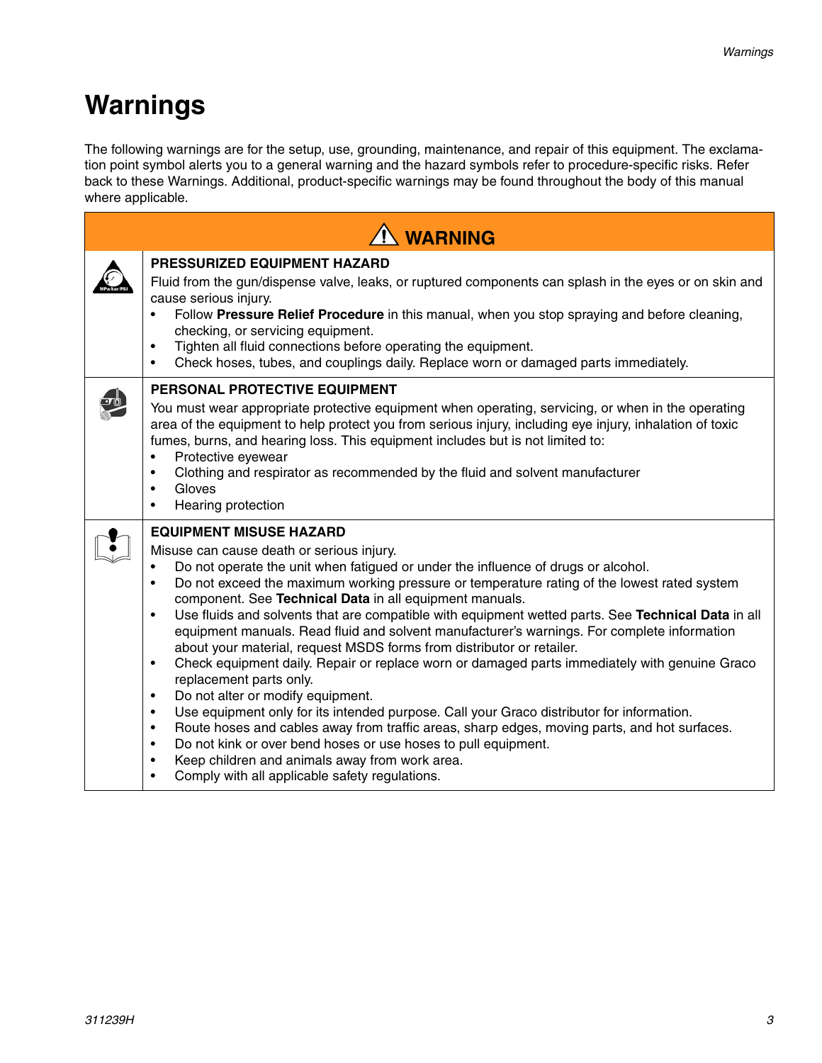# Warnings

The following warnings are for the setup, use, grounding, maintenance, and repair of this equipment. The exclamation point symbol alerts you to a general warning and the hazard symbols refer to procedure-specific risks. Refer back to these Warnings. Additional, product-specific warnings may be found throughout the body of this manual where applicable.

## ⚠ WARNING

**PRESSURIZED EQUIPMENT HAZARD**

Fluid from the gun/dispense valve, leaks, or ruptured components can splash in the eyes or on skin and cause serious injury.

- Follow **Pressure Relief Procedure** in this manual, when you stop spraying and before cleaning, checking, or servicing equipment.
- Tighten all fluid connections before operating the equipment.
- Check hoses, tubes, and couplings daily. Replace worn or damaged parts immediately.

**PERSONAL PROTECTIVE EQUIPMENT**

You must wear appropriate protective equipment when operating, servicing, or when in the operating area of the equipment to help protect you from serious injury, including eye injury, inhalation of toxic fumes, burns, and hearing loss. This equipment includes but is not limited to:

- Protective eyewear
- Clothing and respirator as recommended by the fluid and solvent manufacturer
- Gloves
- Hearing protection

**EQUIPMENT MISUSE HAZARD**

Misuse can cause death or serious injury.

- Do not operate the unit when fatigued or under the influence of drugs or alcohol.
- Do not exceed the maximum working pressure or temperature rating of the lowest rated system component. See **Technical Data** in all equipment manuals.
- Use fluids and solvents that are compatible with equipment wetted parts. See **Technical Data** in all equipment manuals. Read fluid and solvent manufacturer's warnings. For complete information about your material, request MSDS forms from distributor or retailer.
- Check equipment daily. Repair or replace worn or damaged parts immediately with genuine Graco replacement parts only.
- Do not alter or modify equipment.
- Use equipment only for its intended purpose. Call your Graco distributor for information.
- Route hoses and cables away from traffic areas, sharp edges, moving parts, and hot surfaces.
- Do not kink or over bend hoses or use hoses to pull equipment.
- Keep children and animals away from work area.
- Comply with all applicable safety regulations.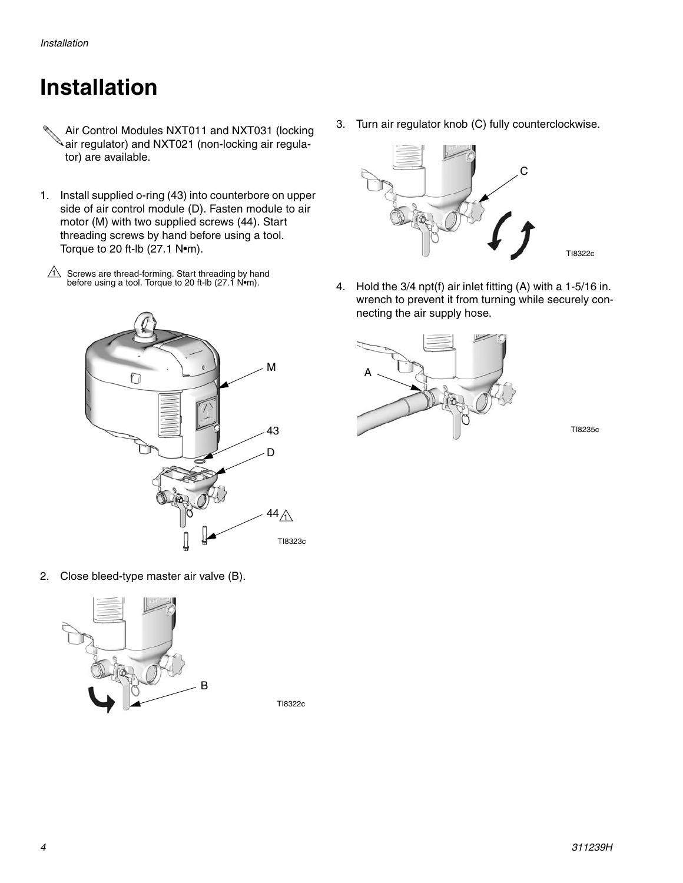# Installation

Air Control Modules NXT011 and NXT031 (locking air regulator) and NXT021 (non-locking air regulator) are available.

1. Install supplied o-ring (43) into counterbore on upper side of air control module (D). Fasten module to air motor (M) with two supplied screws (44). Start threading screws by hand before using a tool. Torque to 20 ft-lb (27.1 N•m).

1 Screws are thread-forming. Start threading by hand before using a tool. Torque to 20 ft-lb (27.1 N•m).

M

43

D

44 1

TI8323c

2. Close bleed-type master air valve (B).

B

TI8322c

3. Turn air regulator knob (C) fully counterclockwise.

C

TI8322c

4. Hold the 3/4 npt(f) air inlet fitting (A) with a 1-5/16 in. wrench to prevent it from turning while securely connecting the air supply hose.

A

TI8235c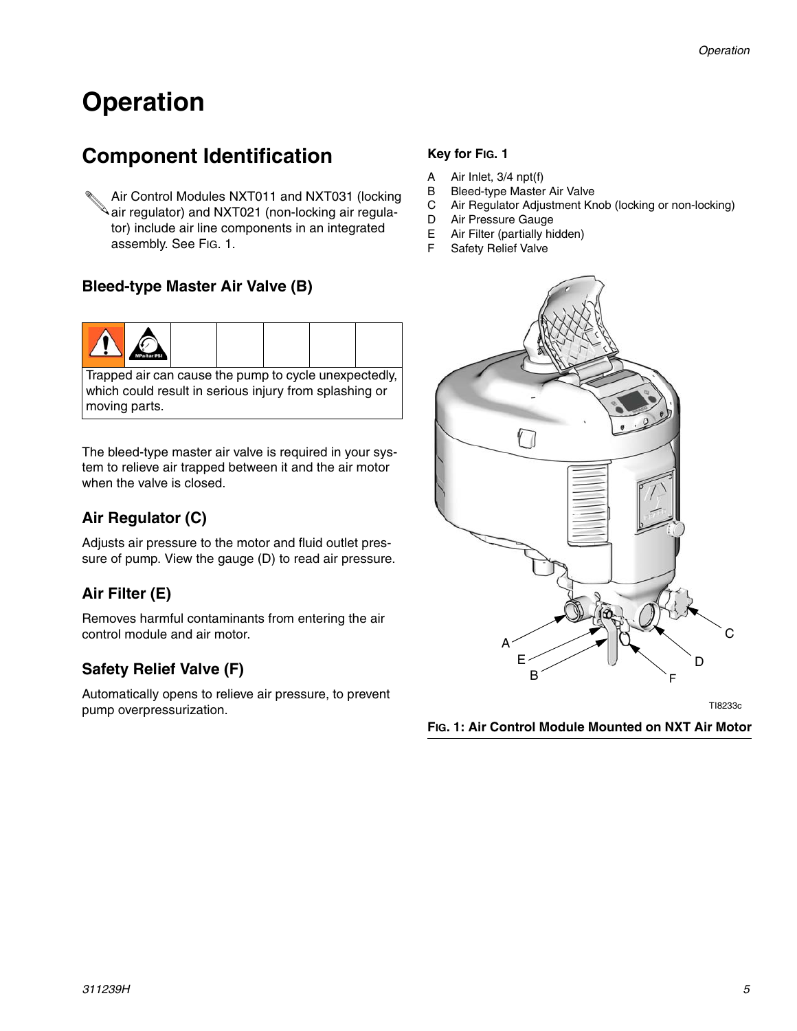# Operation

## Component Identification

Air Control Modules NXT011 and NXT031 (locking air regulator) and NXT021 (non-locking air regulator) include air line components in an integrated assembly. See FIG. 1.

### Bleed-type Master Air Valve (B)

Trapped air can cause the pump to cycle unexpectedly, which could result in serious injury from splashing or moving parts.

The bleed-type master air valve is required in your system to relieve air trapped between it and the air motor when the valve is closed.

### Air Regulator (C)

Adjusts air pressure to the motor and fluid outlet pressure of pump. View the gauge (D) to read air pressure.

### Air Filter (E)

Removes harmful contaminants from entering the air control module and air motor.

### Safety Relief Valve (F)

Automatically opens to relieve air pressure, to prevent pump overpressurization.

**Key for FIG. 1**

A Air Inlet, 3/4 npt(f)
B Bleed-type Master Air Valve
C Air Regulator Adjustment Knob (locking or non-locking)
D Air Pressure Gauge
E Air Filter (partially hidden)
F Safety Relief Valve

TI8233c

**FIG. 1: Air Control Module Mounted on NXT Air Motor**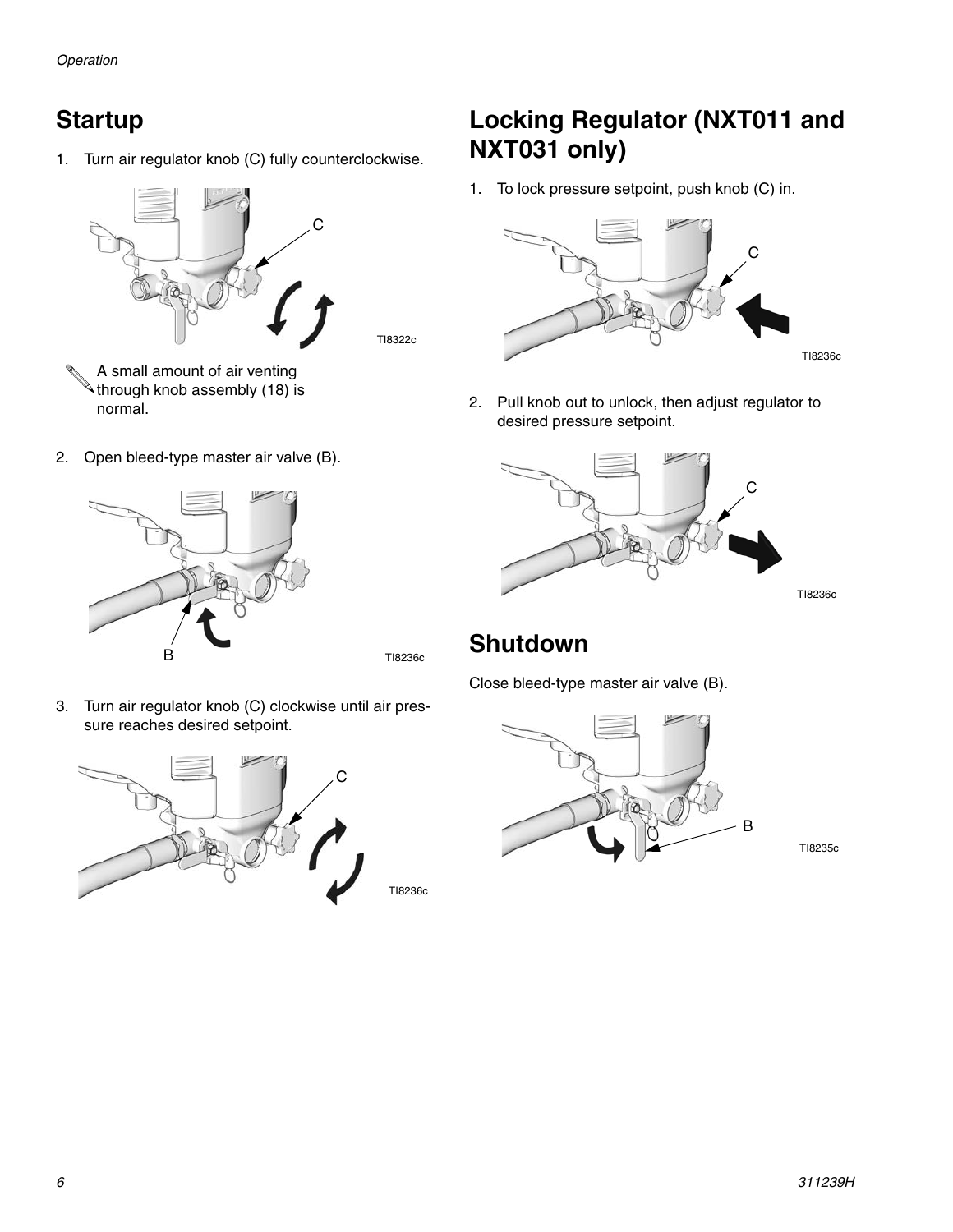## Startup

1. Turn air regulator knob (C) fully counterclockwise.

TI8322c

A small amount of air venting through knob assembly (18) is normal.

2. Open bleed-type master air valve (B).

TI8236c

3. Turn air regulator knob (C) clockwise until air pressure reaches desired setpoint.

TI8236c

## Locking Regulator (NXT011 and NXT031 only)

1. To lock pressure setpoint, push knob (C) in.

TI8236c

2. Pull knob out to unlock, then adjust regulator to desired pressure setpoint.

TI8236c

## Shutdown

Close bleed-type master air valve (B).

TI8235c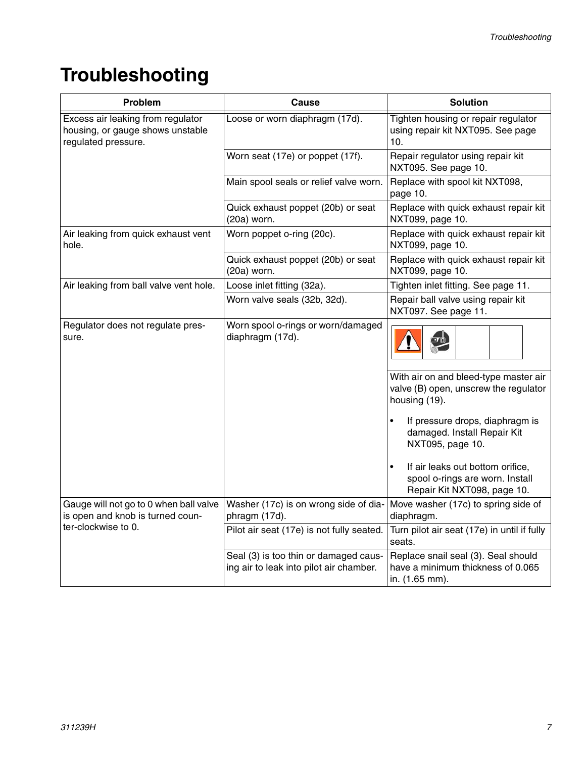# Troubleshooting

| Problem | Cause | Solution |
|---|---|---|
| Excess air leaking from regulator housing, or gauge shows unstable regulated pressure. | Loose or worn diaphragm (17d). | Tighten housing or repair regulator using repair kit NXT095. See page 10. |
| | Worn seat (17e) or poppet (17f). | Repair regulator using repair kit NXT095. See page 10. |
| | Main spool seals or relief valve worn. | Replace with spool kit NXT098, page 10. |
| | Quick exhaust poppet (20b) or seat (20a) worn. | Replace with quick exhaust repair kit NXT099, page 10. |
| Air leaking from quick exhaust vent hole. | Worn poppet o-ring (20c). | Replace with quick exhaust repair kit NXT099, page 10. |
| | Quick exhaust poppet (20b) or seat (20a) worn. | Replace with quick exhaust repair kit NXT099, page 10. |
| Air leaking from ball valve vent hole. | Loose inlet fitting (32a). | Tighten inlet fitting. See page 11. |
| | Worn valve seals (32b, 32d). | Repair ball valve using repair kit NXT097. See page 11. |
| Regulator does not regulate pressure. | Worn spool o-rings or worn/damaged diaphragm (17d). | With air on and bleed-type master air valve (B) open, unscrew the regulator housing (19). <br>• If pressure drops, diaphragm is damaged. Install Repair Kit NXT095, page 10. <br>• If air leaks out bottom orifice, spool o-rings are worn. Install Repair Kit NXT098, page 10. |
| Gauge will not go to 0 when ball valve is open and knob is turned counter-clockwise to 0. | Washer (17c) is on wrong side of diaphragm (17d). | Move washer (17c) to spring side of diaphragm. |
| | Pilot air seat (17e) is not fully seated. | Turn pilot air seat (17e) in until if fully seats. |
| | Seal (3) is too thin or damaged causing air to leak into pilot air chamber. | Replace snail seal (3). Seal should have a minimum thickness of 0.065 in. (1.65 mm). |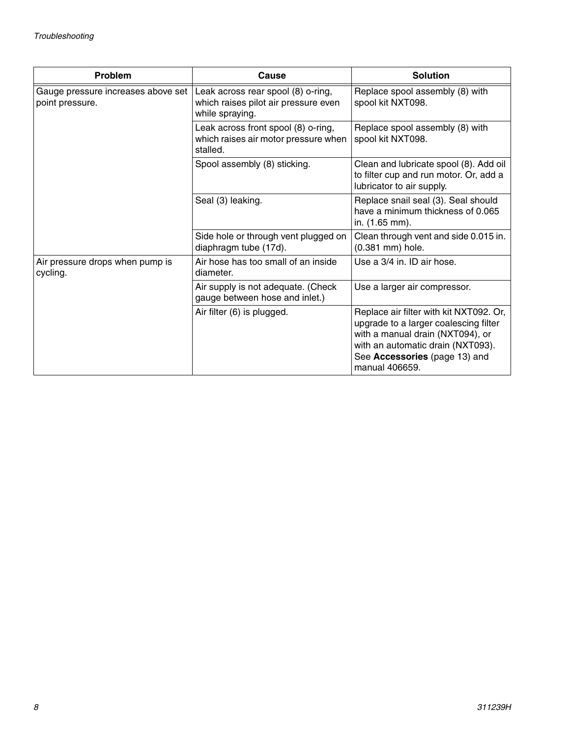| Problem | Cause | Solution |
| --- | --- | --- |
| Gauge pressure increases above set point pressure. | Leak across rear spool (8) o-ring, which raises pilot air pressure even while spraying. | Replace spool assembly (8) with spool kit NXT098. |
| | Leak across front spool (8) o-ring, which raises air motor pressure when stalled. | Replace spool assembly (8) with spool kit NXT098. |
| | Spool assembly (8) sticking. | Clean and lubricate spool (8). Add oil to filter cup and run motor. Or, add a lubricator to air supply. |
| | Seal (3) leaking. | Replace snail seal (3). Seal should have a minimum thickness of 0.065 in. (1.65 mm). |
| | Side hole or through vent plugged on diaphragm tube (17d). | Clean through vent and side 0.015 in. (0.381 mm) hole. |
| Air pressure drops when pump is cycling. | Air hose has too small of an inside diameter. | Use a 3/4 in. ID air hose. |
| | Air supply is not adequate. (Check gauge between hose and inlet.) | Use a larger air compressor. |
| | Air filter (6) is plugged. | Replace air filter with kit NXT092. Or, upgrade to a larger coalescing filter with a manual drain (NXT094), or with an automatic drain (NXT093). See **Accessories** (page 13) and manual 406659. |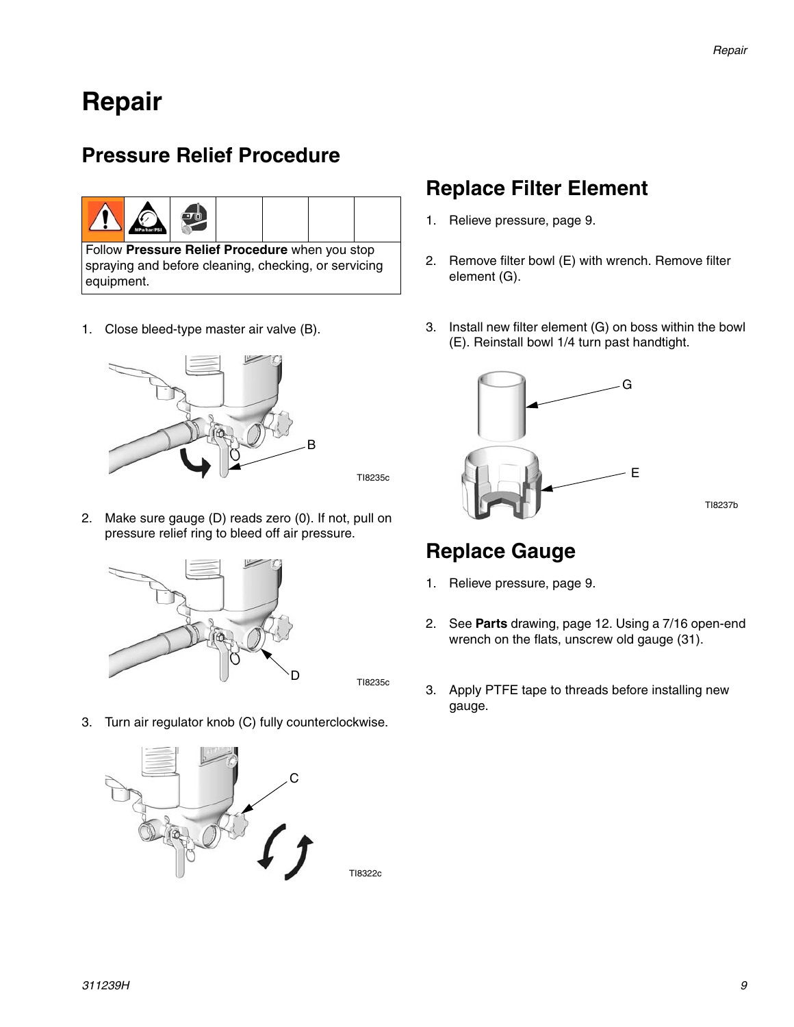# Repair

## Pressure Relief Procedure

Follow **Pressure Relief Procedure** when you stop spraying and before cleaning, checking, or servicing equipment.

1. Close bleed-type master air valve (B).

   TI8235c

2. Make sure gauge (D) reads zero (0). If not, pull on pressure relief ring to bleed off air pressure.

   TI8235c

3. Turn air regulator knob (C) fully counterclockwise.

   TI8322c

## Replace Filter Element

1. Relieve pressure, page 9.
2. Remove filter bowl (E) with wrench. Remove filter element (G).
3. Install new filter element (G) on boss within the bowl (E). Reinstall bowl 1/4 turn past handtight.

   TI8237b

## Replace Gauge

1. Relieve pressure, page 9.
2. See **Parts** drawing, page 12. Using a 7/16 open-end wrench on the flats, unscrew old gauge (31).
3. Apply PTFE tape to threads before installing new gauge.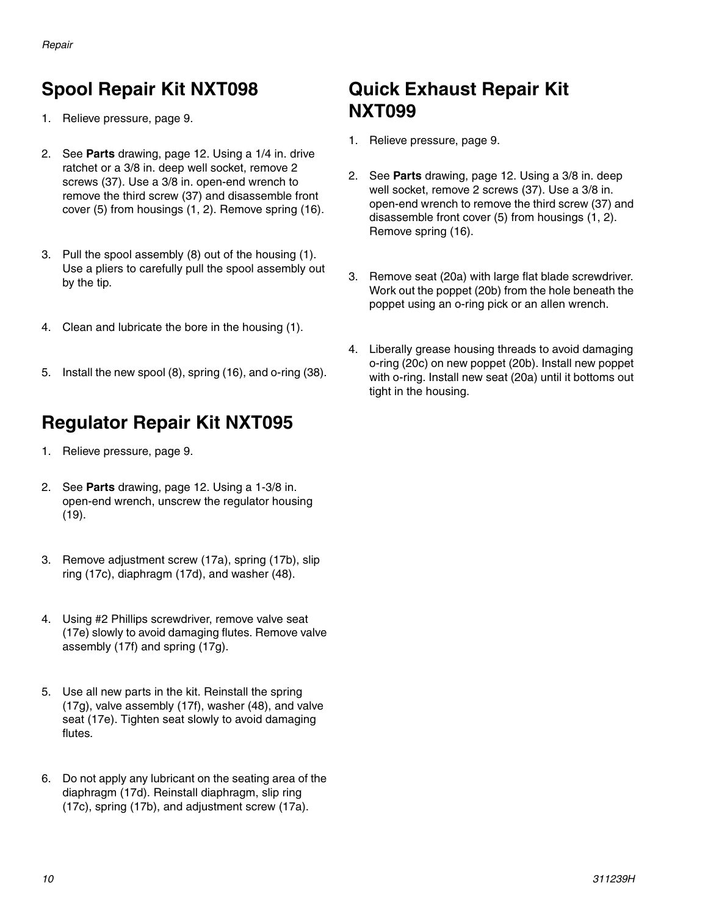## Spool Repair Kit NXT098

1. Relieve pressure, page 9.
2. See **Parts** drawing, page 12. Using a 1/4 in. drive ratchet or a 3/8 in. deep well socket, remove 2 screws (37). Use a 3/8 in. open-end wrench to remove the third screw (37) and disassemble front cover (5) from housings (1, 2). Remove spring (16).
3. Pull the spool assembly (8) out of the housing (1). Use a pliers to carefully pull the spool assembly out by the tip.
4. Clean and lubricate the bore in the housing (1).
5. Install the new spool (8), spring (16), and o-ring (38).

## Regulator Repair Kit NXT095

1. Relieve pressure, page 9.
2. See **Parts** drawing, page 12. Using a 1-3/8 in. open-end wrench, unscrew the regulator housing (19).
3. Remove adjustment screw (17a), spring (17b), slip ring (17c), diaphragm (17d), and washer (48).
4. Using #2 Phillips screwdriver, remove valve seat (17e) slowly to avoid damaging flutes. Remove valve assembly (17f) and spring (17g).
5. Use all new parts in the kit. Reinstall the spring (17g), valve assembly (17f), washer (48), and valve seat (17e). Tighten seat slowly to avoid damaging flutes.
6. Do not apply any lubricant on the seating area of the diaphragm (17d). Reinstall diaphragm, slip ring (17c), spring (17b), and adjustment screw (17a).

## Quick Exhaust Repair Kit NXT099

1. Relieve pressure, page 9.
2. See **Parts** drawing, page 12. Using a 3/8 in. deep well socket, remove 2 screws (37). Use a 3/8 in. open-end wrench to remove the third screw (37) and disassemble front cover (5) from housings (1, 2). Remove spring (16).
3. Remove seat (20a) with large flat blade screwdriver. Work out the poppet (20b) from the hole beneath the poppet using an o-ring pick or an allen wrench.
4. Liberally grease housing threads to avoid damaging o-ring (20c) on new poppet (20b). Install new poppet with o-ring. Install new seat (20a) until it bottoms out tight in the housing.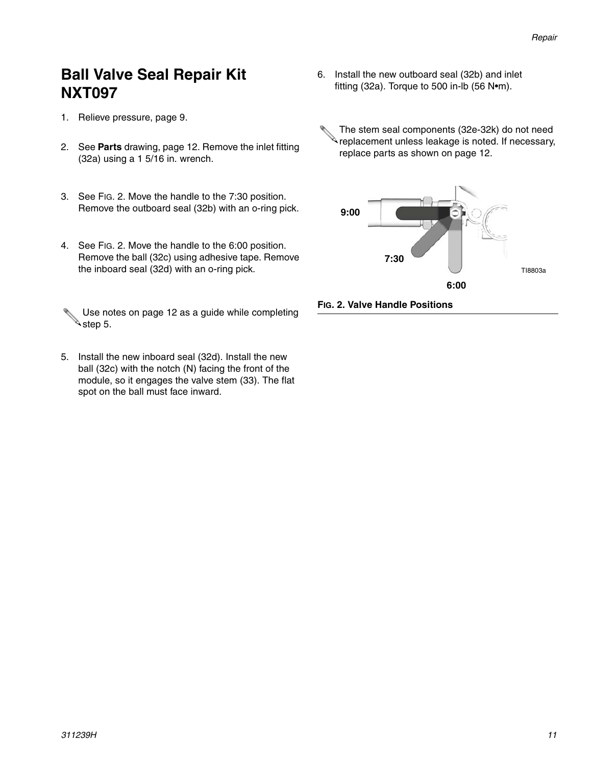## Ball Valve Seal Repair Kit NXT097

1. Relieve pressure, page 9.
2. See **Parts** drawing, page 12. Remove the inlet fitting (32a) using a 1 5/16 in. wrench.
3. See FIG. 2. Move the handle to the 7:30 position. Remove the outboard seal (32b) with an o-ring pick.
4. See FIG. 2. Move the handle to the 6:00 position. Remove the ball (32c) using adhesive tape. Remove the inboard seal (32d) with an o-ring pick.

Use notes on page 12 as a guide while completing step 5.

5. Install the new inboard seal (32d). Install the new ball (32c) with the notch (N) facing the front of the module, so it engages the valve stem (33). The flat spot on the ball must face inward.
6. Install the new outboard seal (32b) and inlet fitting (32a). Torque to 500 in-lb (56 N•m).

The stem seal components (32e-32k) do not need replacement unless leakage is noted. If necessary, replace parts as shown on page 12.

9:00

7:30

6:00

TI8803a

**FIG. 2. Valve Handle Positions**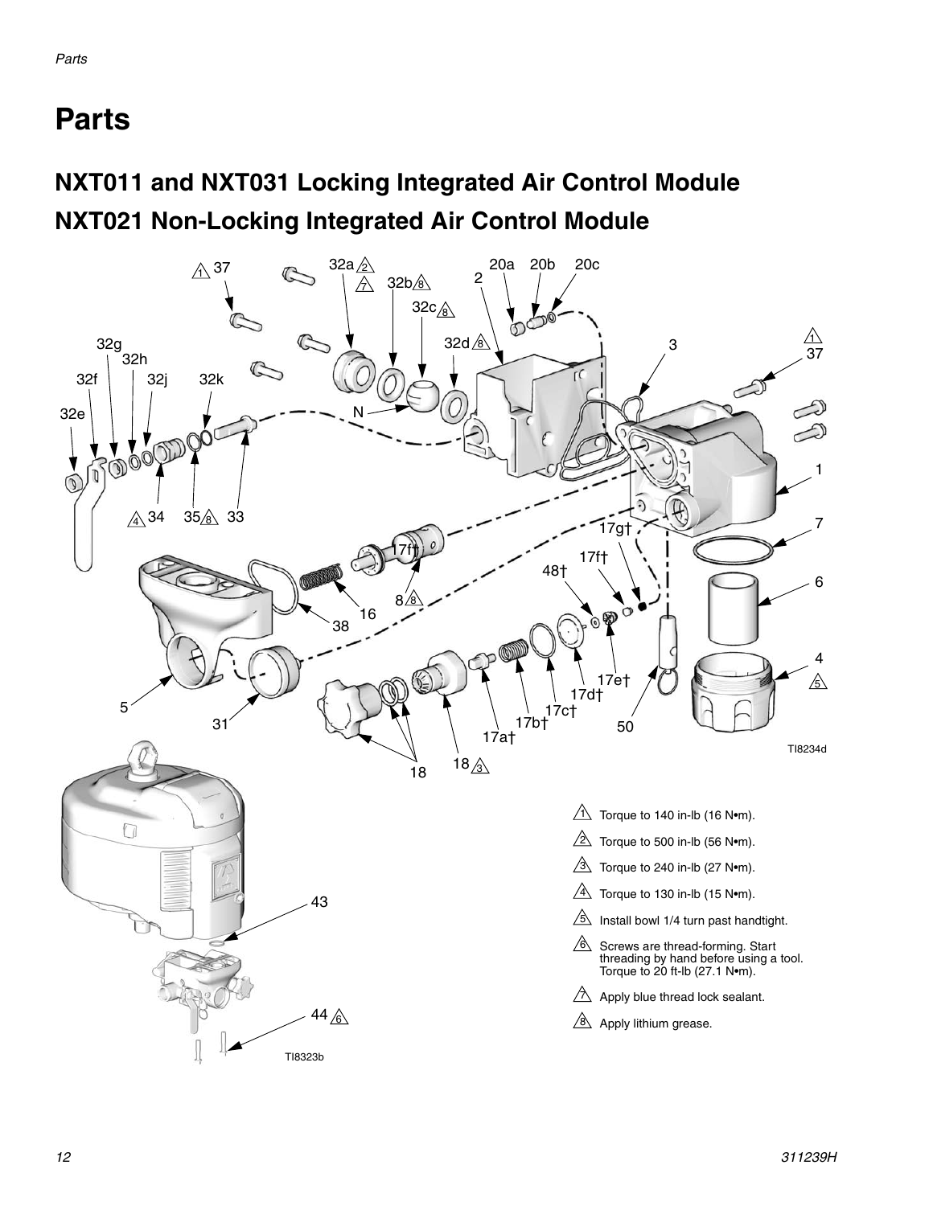# Parts

## NXT011 and NXT031 Locking Integrated Air Control Module

## NXT021 Non-Locking Integrated Air Control Module

TI8234d

TI8323b

1. Torque to 140 in-lb (16 N•m).
2. Torque to 500 in-lb (56 N•m).
3. Torque to 240 in-lb (27 N•m).
4. Torque to 130 in-lb (15 N•m).
5. Install bowl 1/4 turn past handtight.
6. Screws are thread-forming. Start threading by hand before using a tool. Torque to 20 ft-lb (27.1 N•m).
7. Apply blue thread lock sealant.
8. Apply lithium grease.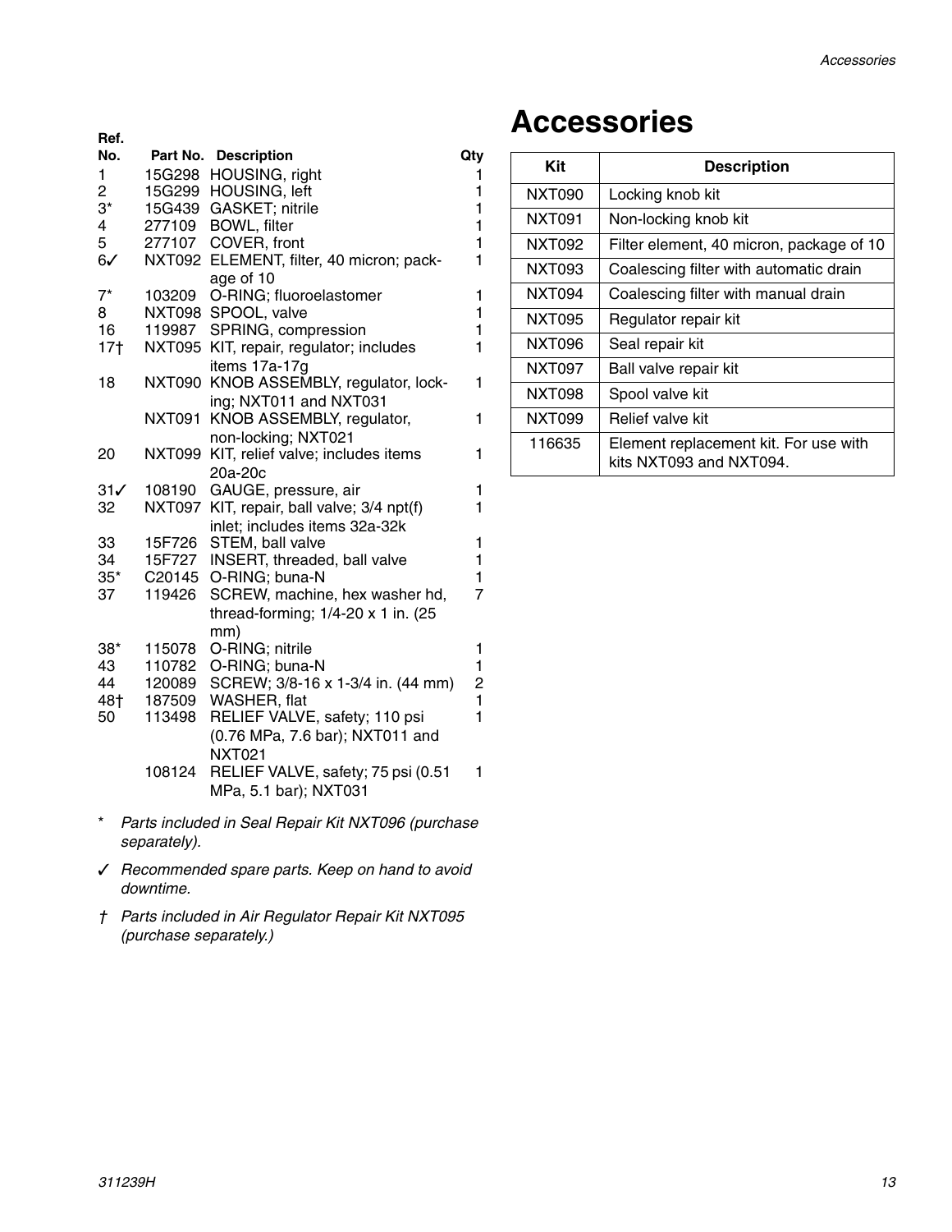| Ref. No. | Part No. | Description | Qty |
|---|---|---|---|
| 1 | 15G298 | HOUSING, right | 1 |
| 2 | 15G299 | HOUSING, left | 1 |
| 3* | 15G439 | GASKET; nitrile | 1 |
| 4 | 277109 | BOWL, filter | 1 |
| 5 | 277107 | COVER, front | 1 |
| 6✓ | NXT092 | ELEMENT, filter, 40 micron; package of 10 | 1 |
| 7* | 103209 | O-RING; fluoroelastomer | 1 |
| 8 | NXT098 | SPOOL, valve | 1 |
| 16 | 119987 | SPRING, compression | 1 |
| 17† | NXT095 | KIT, repair, regulator; includes items 17a-17g | 1 |
| 18 | NXT090 | KNOB ASSEMBLY, regulator, locking; NXT011 and NXT031 | 1 |
| | NXT091 | KNOB ASSEMBLY, regulator, non-locking; NXT021 | 1 |
| 20 | NXT099 | KIT, relief valve; includes items 20a-20c | 1 |
| 31✓ | 108190 | GAUGE, pressure, air | 1 |
| 32 | NXT097 | KIT, repair, ball valve; 3/4 npt(f) inlet; includes items 32a-32k | 1 |
| 33 | 15F726 | STEM, ball valve | 1 |
| 34 | 15F727 | INSERT, threaded, ball valve | 1 |
| 35* | C20145 | O-RING; buna-N | 1 |
| 37 | 119426 | SCREW, machine, hex washer hd, thread-forming; 1/4-20 x 1 in. (25 mm) | 7 |
| 38* | 115078 | O-RING; nitrile | 1 |
| 43 | 110782 | O-RING; buna-N | 1 |
| 44 | 120089 | SCREW; 3/8-16 x 1-3/4 in. (44 mm) | 2 |
| 48† | 187509 | WASHER, flat | 1 |
| 50 | 113498 | RELIEF VALVE, safety; 110 psi (0.76 MPa, 7.6 bar); NXT011 and NXT021 | 1 |
| | 108124 | RELIEF VALVE, safety; 75 psi (0.51 MPa, 5.1 bar); NXT031 | 1 |

\* *Parts included in Seal Repair Kit NXT096 (purchase separately).*

✓ *Recommended spare parts. Keep on hand to avoid downtime.*

† *Parts included in Air Regulator Repair Kit NXT095 (purchase separately.)*

# Accessories

| Kit | Description |
|---|---|
| NXT090 | Locking knob kit |
| NXT091 | Non-locking knob kit |
| NXT092 | Filter element, 40 micron, package of 10 |
| NXT093 | Coalescing filter with automatic drain |
| NXT094 | Coalescing filter with manual drain |
| NXT095 | Regulator repair kit |
| NXT096 | Seal repair kit |
| NXT097 | Ball valve repair kit |
| NXT098 | Spool valve kit |
| NXT099 | Relief valve kit |
| 116635 | Element replacement kit. For use with kits NXT093 and NXT094. |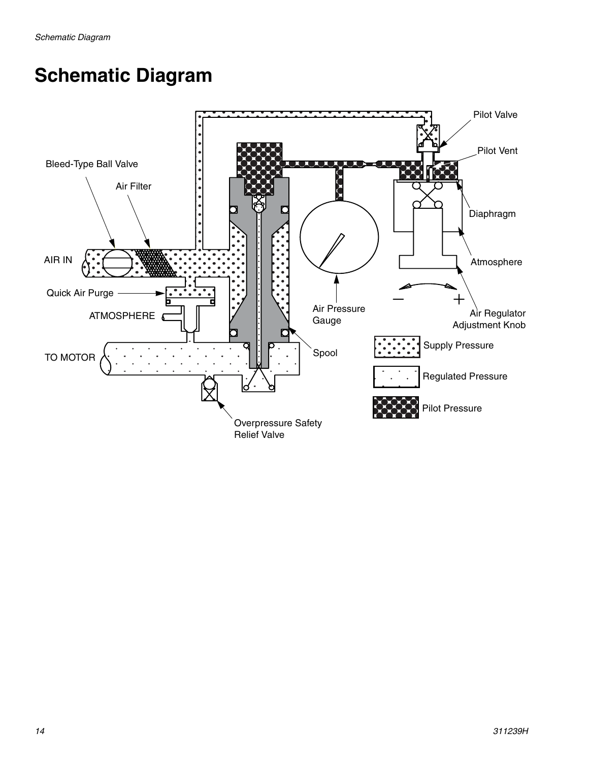# Schematic Diagram

Pilot Valve

Pilot Vent

Bleed-Type Ball Valve

Air Filter

Diaphragm

AIR IN

Atmosphere

Quick Air Purge

ATMOSPHERE

Air Pressure Gauge

Air Regulator Adjustment Knob

TO MOTOR

Spool

Supply Pressure

Regulated Pressure

Pilot Pressure

Overpressure Safety Relief Valve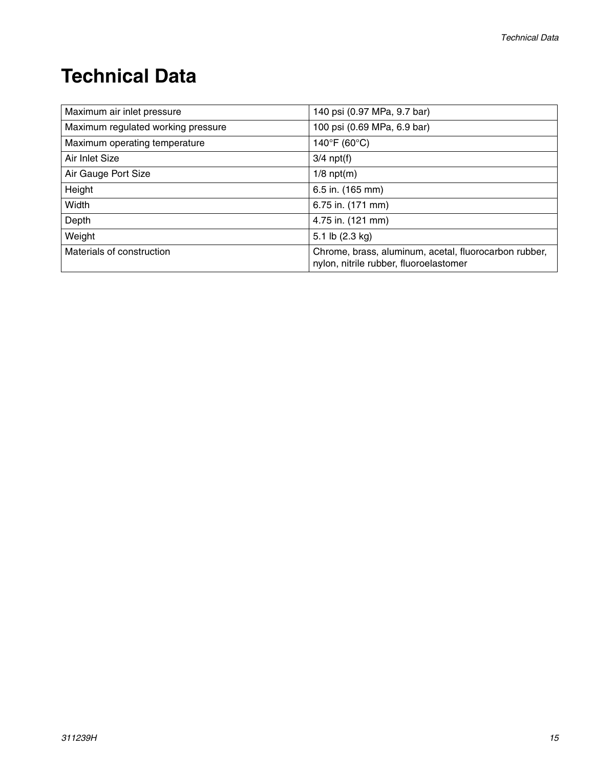# Technical Data

| | |
|---|---|
| Maximum air inlet pressure | 140 psi (0.97 MPa, 9.7 bar) |
| Maximum regulated working pressure | 100 psi (0.69 MPa, 6.9 bar) |
| Maximum operating temperature | 140°F (60°C) |
| Air Inlet Size | 3/4 npt(f) |
| Air Gauge Port Size | 1/8 npt(m) |
| Height | 6.5 in. (165 mm) |
| Width | 6.75 in. (171 mm) |
| Depth | 4.75 in. (121 mm) |
| Weight | 5.1 lb (2.3 kg) |
| Materials of construction | Chrome, brass, aluminum, acetal, fluorocarbon rubber, nylon, nitrile rubber, fluoroelastomer |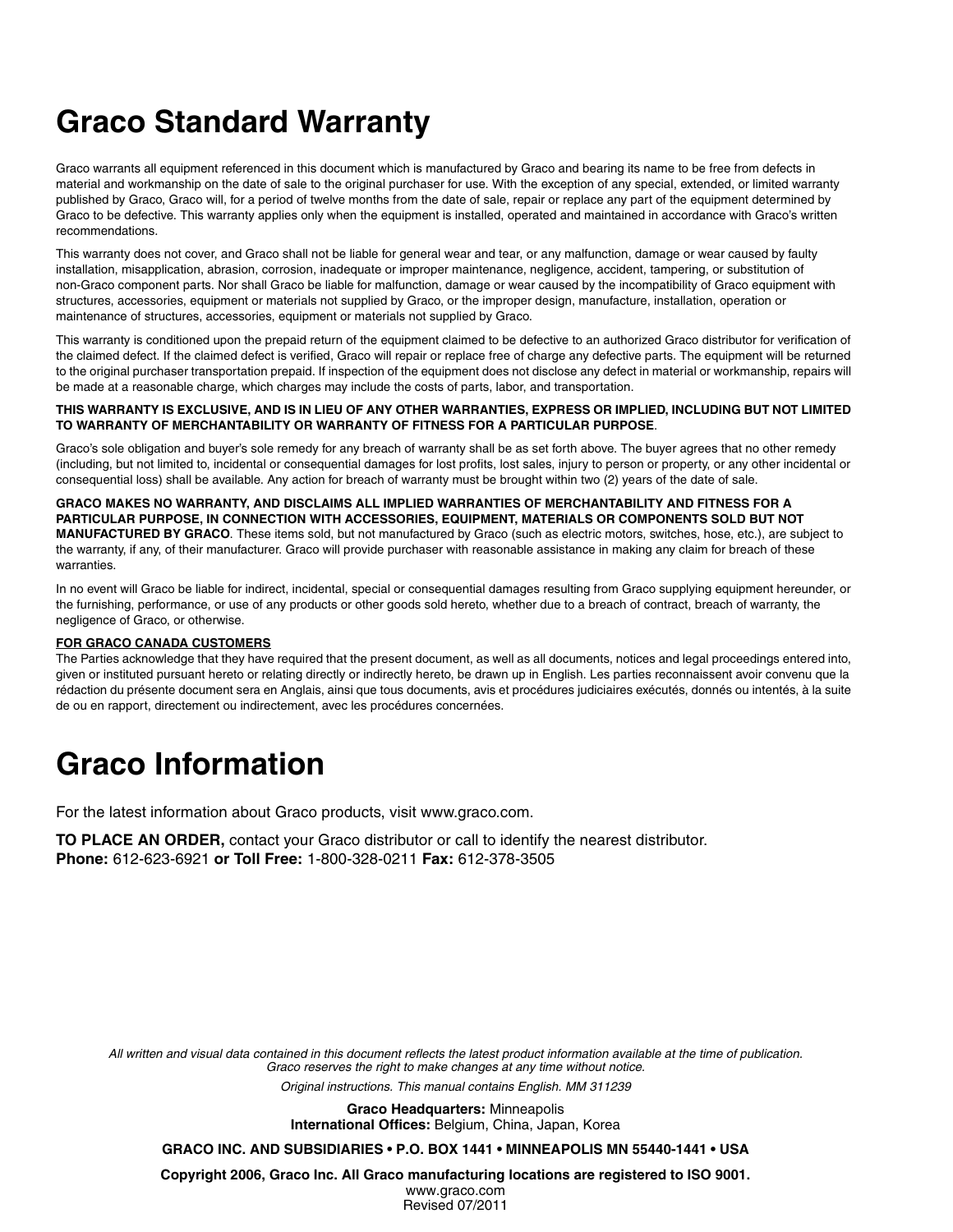# Graco Standard Warranty

Graco warrants all equipment referenced in this document which is manufactured by Graco and bearing its name to be free from defects in material and workmanship on the date of sale to the original purchaser for use. With the exception of any special, extended, or limited warranty published by Graco, Graco will, for a period of twelve months from the date of sale, repair or replace any part of the equipment determined by Graco to be defective. This warranty applies only when the equipment is installed, operated and maintained in accordance with Graco's written recommendations.

This warranty does not cover, and Graco shall not be liable for general wear and tear, or any malfunction, damage or wear caused by faulty installation, misapplication, abrasion, corrosion, inadequate or improper maintenance, negligence, accident, tampering, or substitution of non-Graco component parts. Nor shall Graco be liable for malfunction, damage or wear caused by the incompatibility of Graco equipment with structures, accessories, equipment or materials not supplied by Graco, or the improper design, manufacture, installation, operation or maintenance of structures, accessories, equipment or materials not supplied by Graco.

This warranty is conditioned upon the prepaid return of the equipment claimed to be defective to an authorized Graco distributor for verification of the claimed defect. If the claimed defect is verified, Graco will repair or replace free of charge any defective parts. The equipment will be returned to the original purchaser transportation prepaid. If inspection of the equipment does not disclose any defect in material or workmanship, repairs will be made at a reasonable charge, which charges may include the costs of parts, labor, and transportation.

**THIS WARRANTY IS EXCLUSIVE, AND IS IN LIEU OF ANY OTHER WARRANTIES, EXPRESS OR IMPLIED, INCLUDING BUT NOT LIMITED TO WARRANTY OF MERCHANTABILITY OR WARRANTY OF FITNESS FOR A PARTICULAR PURPOSE**.

Graco's sole obligation and buyer's sole remedy for any breach of warranty shall be as set forth above. The buyer agrees that no other remedy (including, but not limited to, incidental or consequential damages for lost profits, lost sales, injury to person or property, or any other incidental or consequential loss) shall be available. Any action for breach of warranty must be brought within two (2) years of the date of sale.

**GRACO MAKES NO WARRANTY, AND DISCLAIMS ALL IMPLIED WARRANTIES OF MERCHANTABILITY AND FITNESS FOR A PARTICULAR PURPOSE, IN CONNECTION WITH ACCESSORIES, EQUIPMENT, MATERIALS OR COMPONENTS SOLD BUT NOT MANUFACTURED BY GRACO**. These items sold, but not manufactured by Graco (such as electric motors, switches, hose, etc.), are subject to the warranty, if any, of their manufacturer. Graco will provide purchaser with reasonable assistance in making any claim for breach of these warranties.

In no event will Graco be liable for indirect, incidental, special or consequential damages resulting from Graco supplying equipment hereunder, or the furnishing, performance, or use of any products or other goods sold hereto, whether due to a breach of contract, breach of warranty, the negligence of Graco, or otherwise.

**FOR GRACO CANADA CUSTOMERS**

The Parties acknowledge that they have required that the present document, as well as all documents, notices and legal proceedings entered into, given or instituted pursuant hereto or relating directly or indirectly hereto, be drawn up in English. Les parties reconnaissent avoir convenu que la rédaction du présente document sera en Anglais, ainsi que tous documents, avis et procédures judiciaires exécutés, donnés ou intentés, à la suite de ou en rapport, directement ou indirectement, avec les procédures concernées.

# Graco Information

For the latest information about Graco products, visit www.graco.com.

**TO PLACE AN ORDER,** contact your Graco distributor or call to identify the nearest distributor.
**Phone:** 612-623-6921 **or Toll Free:** 1-800-328-0211 **Fax:** 612-378-3505

*All written and visual data contained in this document reflects the latest product information available at the time of publication. Graco reserves the right to make changes at any time without notice.*

*Original instructions. This manual contains English. MM 311239*

**Graco Headquarters:** Minneapolis
**International Offices:** Belgium, China, Japan, Korea

**GRACO INC. AND SUBSIDIARIES • P.O. BOX 1441 • MINNEAPOLIS MN 55440-1441 • USA**

**Copyright 2006, Graco Inc. All Graco manufacturing locations are registered to ISO 9001.**
www.graco.com
Revised 07/2011